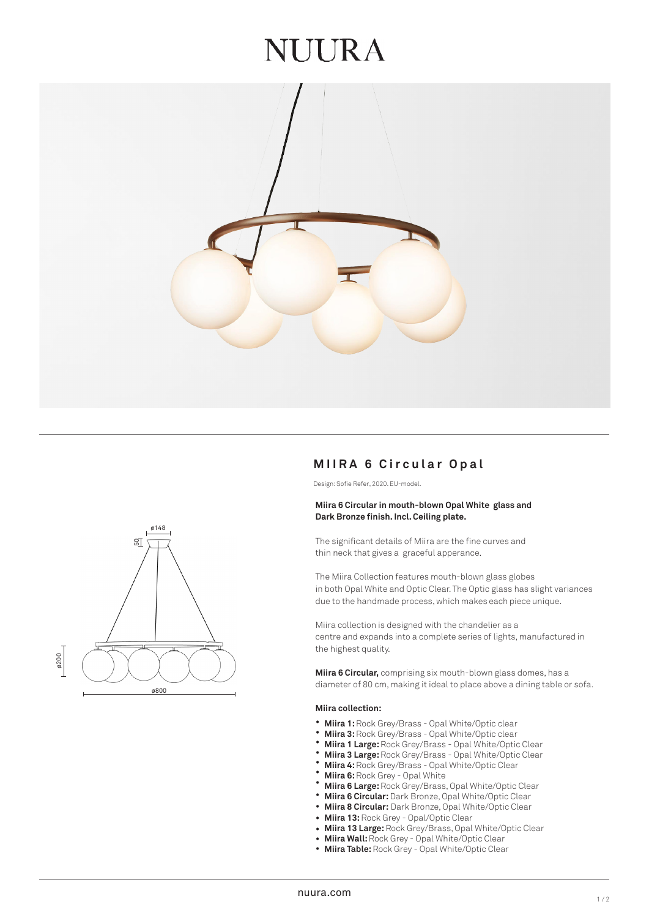# NUURA

## MIIRA 6 Circular Opal

Design: Sofie Refer, 2020. EU-model.

**Miira 6 Circular in mouth-blown Opal White glass and Dark Bronze finish. Incl. Ceiling plate.**

The significant details of Miira are the fine curves and thin neck that gives a graceful apperance.

The Miira Collection features mouth-blown glass globes in both Opal White and Optic Clear. The Optic glass has slight variances due to the handmade process, which makes each piece unique.

Miira collection is designed with the chandelier as a centre and expands into a complete series of lights, manufactured in the highest quality.

**Miira 6 Circular,** comprising six mouth-blown glass domes, has a diameter of 80 cm, making it ideal to place above a dining table or sofa.

**Miira collection:**

- **Miira 1:** Rock Grey/Brass - Opal White/Optic clear
- **Miira 3:** Rock Grey/Brass - Opal White/Optic clear
- **Miira 1 Large:** Rock Grey/Brass - Opal White/Optic Clear
- **Miira 3 Large:** Rock Grey/Brass - Opal White/Optic Clear
- **Miira 4:** Rock Grey/Brass - Opal White/Optic Clear
- **Miira 6:** Rock Grey - Opal White
- **Miira 6 Large:** Rock Grey/Brass, Opal White/Optic Clear
- **Miira 6 Circular:** Dark Bronze, Opal White/Optic Clear
- **Miira 8 Circular:** Dark Bronze, Opal White/Optic Clear
- **Miira 13:** Rock Grey - Opal/Optic Clear
- **Miira 13 Large:** Rock Grey/Brass, Opal White/Optic Clear
- **Miira Wall:** Rock Grey - Opal White/Optic Clear
- **Miira Table:** Rock Grey - Opal White/Optic Clear

nuura.com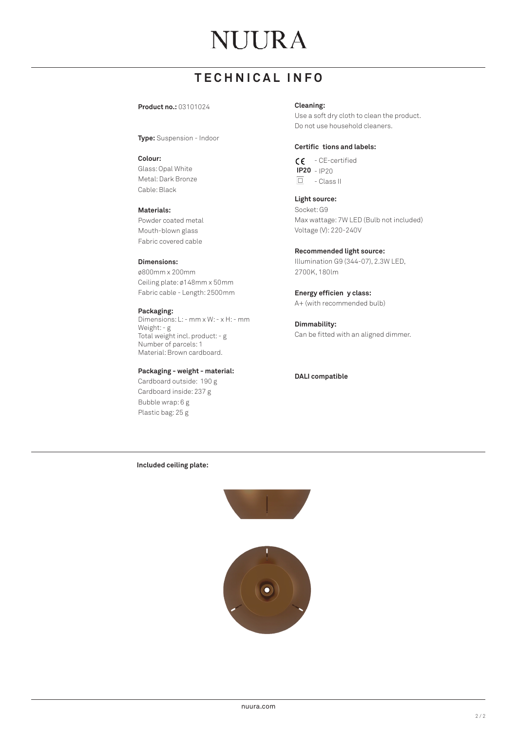# NUURA

## TECHNICAL INFO

**Product no.:** 03101024

**Type:** Suspension - Indoor

**Colour:**
Glass: Opal White
Metal: Dark Bronze
Cable: Black

**Materials:**
Powder coated metal
Mouth-blown glass
Fabric covered cable

**Dimensions:**
ø800mm x 200mm
Ceiling plate: ø148mm x 50mm
Fabric cable - Length: 2500mm

**Packaging:**
Dimensions: L: - mm x W: - x H: - mm
Weight: - g
Total weight incl. product: - g
Number of parcels: 1
Material: Brown cardboard.

**Packaging - weight - material:**
Cardboard outside: 190 g
Cardboard inside: 237 g
Bubble wrap: 6 g
Plastic bag: 25 g

**Cleaning:**
Use a soft dry cloth to clean the product.
Do not use household cleaners.

**Certific tions and labels:**
CE - CE-certified
IP20 - IP20
☐ - Class II

**Light source:**
Socket: G9
Max wattage: 7W LED (Bulb not included)
Voltage (V): 220-240V

**Recommended light source:**
Illumination G9 (344-07), 2.3W LED, 2700K, 180lm

**Energy efficien y class:**
A+ (with recommended bulb)

**Dimmability:**
Can be fitted with an aligned dimmer.

**DALI compatible**

**Included ceiling plate:**

nuura.com